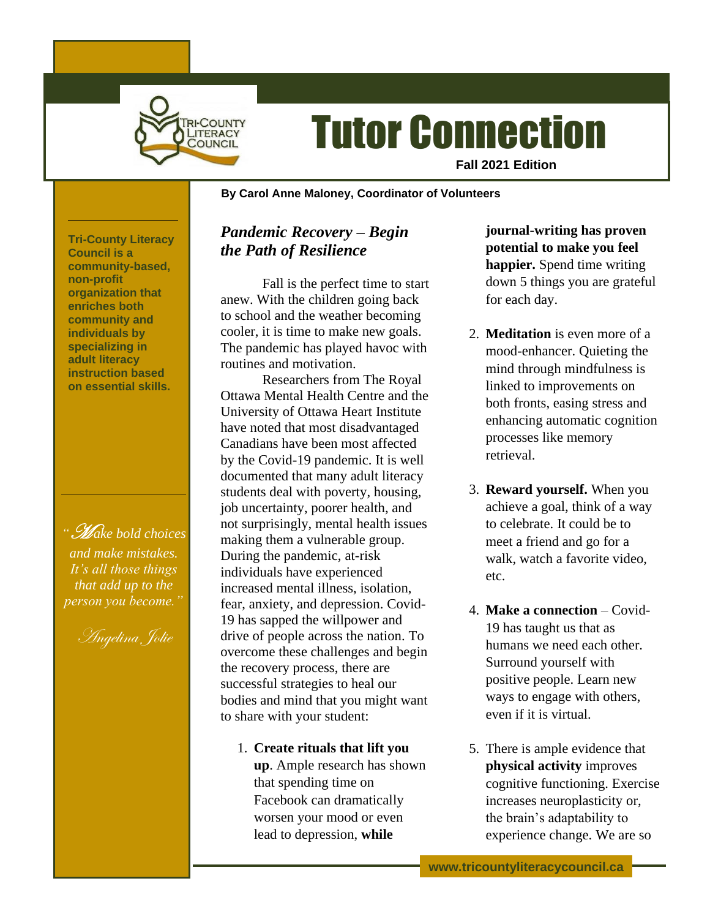# Tutor Connection

**Fall 2021 Edition**

**By Carol Anne Maloney, Coordinator of Volunteers**

**Tri-County Literacy Council is a community-based, non-profit organization that enriches both community and individuals by specializing in adult literacy instruction based on essential skills.**

*"Make bold choices and make mistakes. It's all those things that add up to the person you become."*

*Angelina Jolie*

## *Pandemic Recovery – Begin the Path of Resilience*

Fall is the perfect time to start anew. With the children going back to school and the weather becoming cooler, it is time to make new goals. The pandemic has played havoc with routines and motivation.

Researchers from The Royal Ottawa Mental Health Centre and the University of Ottawa Heart Institute have noted that most disadvantaged Canadians have been most affected by the Covid-19 pandemic. It is well documented that many adult literacy students deal with poverty, housing, job uncertainty, poorer health, and not surprisingly, mental health issues making them a vulnerable group. During the pandemic, at-risk individuals have experienced increased mental illness, isolation, fear, anxiety, and depression. Covid-19 has sapped the willpower and drive of people across the nation. To overcome these challenges and begin the recovery process, there are successful strategies to heal our bodies and mind that you might want to share with your student:

1. **Create rituals that lift you up**. Ample research has shown that spending time on Facebook can dramatically worsen your mood or even lead to depression, **while journal-writing has proven potential to make you feel happier.** Spend time writing down 5 things you are grateful for each day.

2. **Meditation** is even more of a mood-enhancer. Quieting the mind through mindfulness is linked to improvements on both fronts, easing stress and enhancing automatic cognition processes like memory retrieval.

3. **Reward yourself.** When you achieve a goal, think of a way to celebrate. It could be to meet a friend and go for a walk, watch a favorite video, etc.

4. **Make a connection** – Covid-19 has taught us that as humans we need each other. Surround yourself with positive people. Learn new ways to engage with others, even if it is virtual.

5. There is ample evidence that **physical activity** improves cognitive functioning. Exercise increases neuroplasticity or, the brain's adaptability to experience change. We are so

www.tricountyliteracycouncil.ca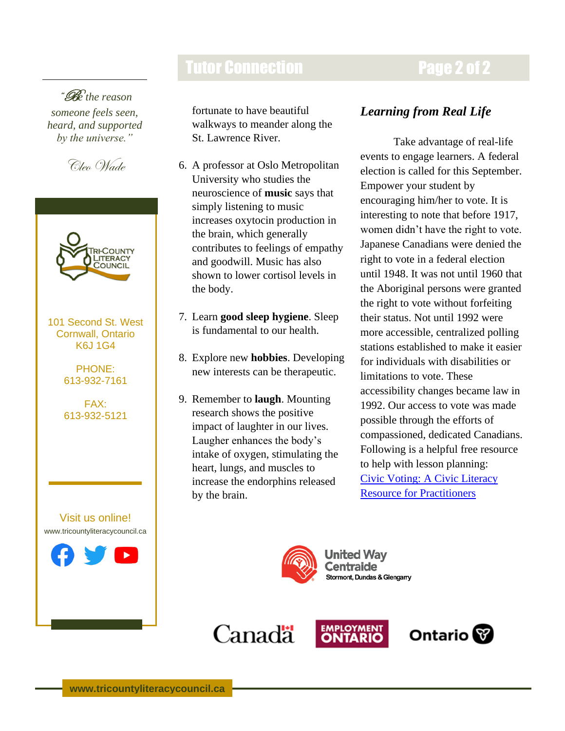*"Be the reason someone feels seen, heard, and supported by the universse."*

*Cleo Wade*

101 Second St. West
Cornwall, Ontario
K6J 1G4

PHONE:
613-932-7161

FAX:
613-932-5121

Visit us online!
www.tricountyliteracycouncil.ca

fortunate to have beautiful walkways to meander along the St. Lawrence River.

6. A professor at Oslo Metropolitan University who studies the neuroscience of **music** says that simply listening to music increases oxytocin production in the brain, which generally contributes to feelings of empathy and goodwill. Music has also shown to lower cortisol levels in the body.

7. Learn **good sleep hygiene**. Sleep is fundamental to our health.

8. Explore new **hobbies**. Developing new interests can be therapeutic.

9. Remember to **laugh**. Mounting research shows the positive impact of laughter in our lives. Laugher enhances the body's intake of oxygen, stimulating the heart, lungs, and muscles to increase the endorphins released by the brain.

## *Learning from Real Life*

Take advantage of real-life events to engage learners. A federal election is called for this September. Empower your student by encouraging him/her to vote. It is interesting to note that before 1917, women didn't have the right to vote. Japanese Canadians were denied the right to vote in a federal election until 1948. It was not until 1960 that the Aboriginal persons were granted the right to vote without forfeiting their status. Not until 1992 were more accessible, centralized polling stations established to make it easier for individuals with disabilities or limitations to vote. These accessibility changes became law in 1992. Our access to vote was made possible through the efforts of compassioned, dedicated Canadians. Following is a helpful free resource to help with lesson planning: [Civic Voting: A Civic Literacy Resource for Practitioners]

United Way Centraide Stormont, Dundas & Glengarry

Canada | Employment Ontario | Ontario

www.tricountyliteracycouncil.ca